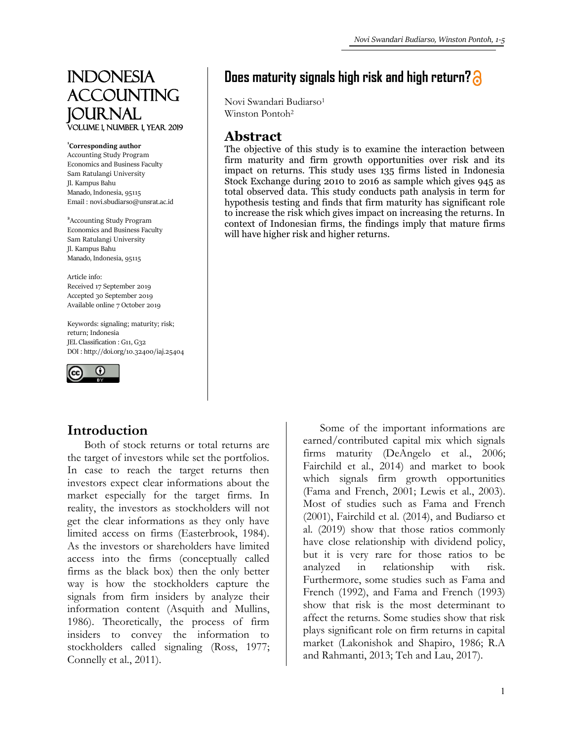# INDONESIA ACCOUNTING JOURNAL

VOLUME 1, NUMBER 1, YEAR 2019

[1] **Corresponding author**
Accounting Study Program
Economics and Business Faculty
Sam Ratulangi University
Jl. Kampus Bahu
Manado, Indonesia, 95115
Email : novi.sbudiarso@unsrat.ac.id

[2] Accounting Study Program
Economics and Business Faculty
Sam Ratulangi University
Jl. Kampus Bahu
Manado, Indonesia, 95115

Article info:
Received 17 September 2019
Accepted 30 September 2019
Available online 7 October 2019

Keywords: signaling; maturity; risk; return; Indonesia
JEL Classification : G11, G32
DOI : http://doi.org/10.32400/iaj.25404

## Does maturity signals high risk and high return?

Novi Swandari Budiarso[1]
Winston Pontoh[2]

## Abstract

The objective of this study is to examine the interaction between firm maturity and firm growth opportunities over risk and its impact on returns. This study uses 135 firms listed in Indonesia Stock Exchange during 2010 to 2016 as sample which gives 945 as total observed data. This study conducts path analysis in term for hypothesis testing and finds that firm maturity has significant role to increase the risk which gives impact on increasing the returns. In context of Indonesian firms, the findings imply that mature firms will have higher risk and higher returns.

## Introduction

Both of stock returns or total returns are the target of investors while set the portfolios. In case to reach the target returns then investors expect clear informations about the market especially for the target firms. In reality, the investors as stockholders will not get the clear informations as they only have limited access on firms (Easterbrook, 1984). As the investors or shareholders have limited access into the firms (conceptually called firms as the black box) then the only better way is how the stockholders capture the signals from firm insiders by analyze their information content (Asquith and Mullins, 1986). Theoretically, the process of firm insiders to convey the information to stockholders called signaling (Ross, 1977; Connelly et al., 2011).

Some of the important informations are earned/contributed capital mix which signals firms maturity (DeAngelo et al., 2006; Fairchild et al., 2014) and market to book which signals firm growth opportunities (Fama and French, 2001; Lewis et al., 2003). Most of studies such as Fama and French (2001), Fairchild et al. (2014), and Budiarso et al. (2019) show that those ratios commonly have close relationship with dividend policy, but it is very rare for those ratios to be analyzed in relationship with risk. Furthermore, some studies such as Fama and French (1992), and Fama and French (1993) show that risk is the most determinant to affect the returns. Some studies show that risk plays significant role on firm returns in capital market (Lakonishok and Shapiro, 1986; R.A and Rahmanti, 2013; Teh and Lau, 2017).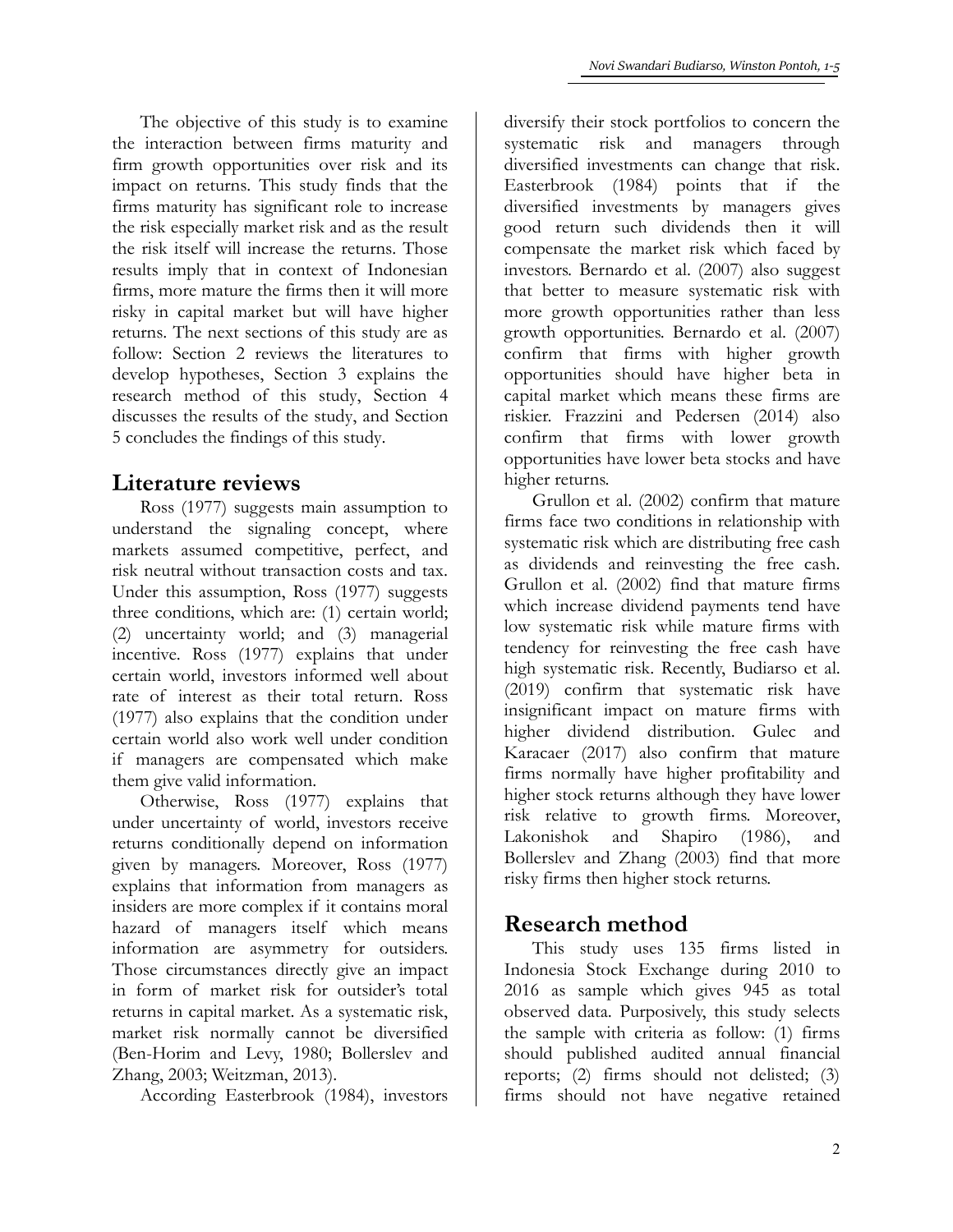The objective of this study is to examine the interaction between firms maturity and firm growth opportunities over risk and its impact on returns. This study finds that the firms maturity has significant role to increase the risk especially market risk and as the result the risk itself will increase the returns. Those results imply that in context of Indonesian firms, more mature the firms then it will more risky in capital market but will have higher returns. The next sections of this study are as follow: Section 2 reviews the literatures to develop hypotheses, Section 3 explains the research method of this study, Section 4 discusses the results of the study, and Section 5 concludes the findings of this study.

## Literature reviews

Ross (1977) suggests main assumption to understand the signaling concept, where markets assumed competitive, perfect, and risk neutral without transaction costs and tax. Under this assumption, Ross (1977) suggests three conditions, which are: (1) certain world; (2) uncertainty world; and (3) managerial incentive. Ross (1977) explains that under certain world, investors informed well about rate of interest as their total return. Ross (1977) also explains that the condition under certain world also work well under condition if managers are compensated which make them give valid information.

Otherwise, Ross (1977) explains that under uncertainty of world, investors receive returns conditionally depend on information given by managers. Moreover, Ross (1977) explains that information from managers as insiders are more complex if it contains moral hazard of managers itself which means information are asymmetry for outsiders. Those circumstances directly give an impact in form of market risk for outsider's total returns in capital market. As a systematic risk, market risk normally cannot be diversified (Ben-Horim and Levy, 1980; Bollerslev and Zhang, 2003; Weitzman, 2013).

According Easterbrook (1984), investors diversify their stock portfolios to concern the systematic risk and managers through diversified investments can change that risk. Easterbrook (1984) points that if the diversified investments by managers gives good return such dividends then it will compensate the market risk which faced by investors. Bernardo et al. (2007) also suggest that better to measure systematic risk with more growth opportunities rather than less growth opportunities. Bernardo et al. (2007) confirm that firms with higher growth opportunities should have higher beta in capital market which means these firms are riskier. Frazzini and Pedersen (2014) also confirm that firms with lower growth opportunities have lower beta stocks and have higher returns.

Grullon et al. (2002) confirm that mature firms face two conditions in relationship with systematic risk which are distributing free cash as dividends and reinvesting the free cash. Grullon et al. (2002) find that mature firms which increase dividend payments tend have low systematic risk while mature firms with tendency for reinvesting the free cash have high systematic risk. Recently, Budiarso et al. (2019) confirm that systematic risk have insignificant impact on mature firms with higher dividend distribution. Gulec and Karacaer (2017) also confirm that mature firms normally have higher profitability and higher stock returns although they have lower risk relative to growth firms. Moreover, Lakonishok and Shapiro (1986), and Bollerslev and Zhang (2003) find that more risky firms then higher stock returns.

## Research method

This study uses 135 firms listed in Indonesia Stock Exchange during 2010 to 2016 as sample which gives 945 as total observed data. Purposively, this study selects the sample with criteria as follow: (1) firms should published audited annual financial reports; (2) firms should not delisted; (3) firms should not have negative retained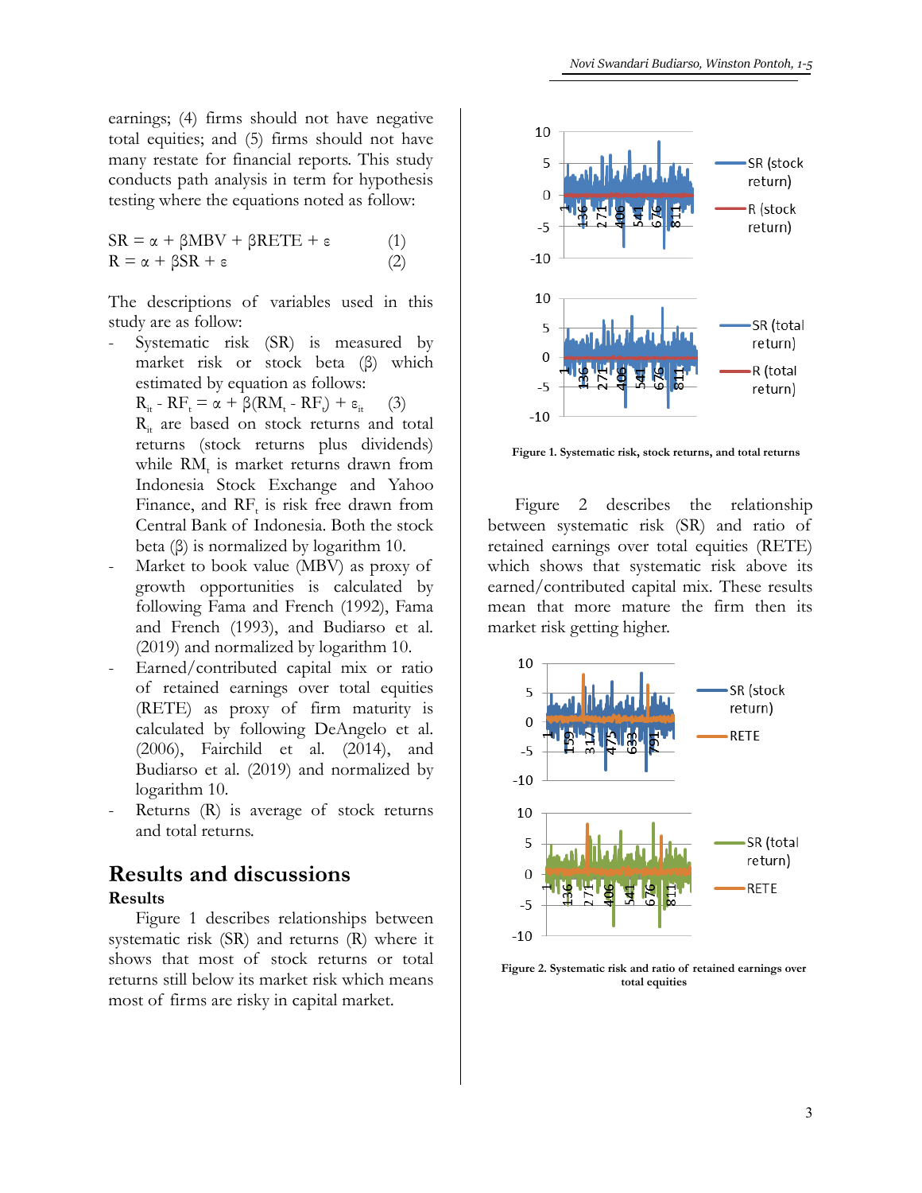earnings; (4) firms should not have negative total equities; and (5) firms should not have many restate for financial reports. This study conducts path analysis in term for hypothesis testing where the equations noted as follow:

$$SR = \alpha + \beta MBV + \beta RETE + \varepsilon \quad (1)$$

$$R = \alpha + \beta SR + \varepsilon \quad (2)$$

The descriptions of variables used in this study are as follow:

- Systematic risk (SR) is measured by market risk or stock beta (β) which estimated by equation as follows:

  $$R_{it} - RF_t = \alpha + \beta(RM_t - RF_t) + \varepsilon_{it} \quad (3)$$

  $R_{it}$ are based on stock returns and total returns (stock returns plus dividends) while $RM_t$ is market returns drawn from Indonesia Stock Exchange and Yahoo Finance, and $RF_t$ is risk free drawn from Central Bank of Indonesia. Both the stock beta (β) is normalized by logarithm 10.
- Market to book value (MBV) as proxy of growth opportunities is calculated by following Fama and French (1992), Fama and French (1993), and Budiarso et al. (2019) and normalized by logarithm 10.
- Earned/contributed capital mix or ratio of retained earnings over total equities (RETE) as proxy of firm maturity is calculated by following DeAngelo et al. (2006), Fairchild et al. (2014), and Budiarso et al. (2019) and normalized by logarithm 10.
- Returns (R) is average of stock returns and total returns.

## Results and discussions

### Results

Figure 1 describes relationships between systematic risk (SR) and returns (R) where it shows that most of stock returns or total returns still below its market risk which means most of firms are risky in capital market.

10
5
0
-5
-10
1
136
271
406
541
676
811
SR (stock return)
R (stock return)

10
5
0
-5
-10
1
136
271
406
541
676
811
SR (total return)
R (total return)

**Figure 1. Systematic risk, stock returns, and total returns**

Figure 2 describes the relationship between systematic risk (SR) and ratio of retained earnings over total equities (RETE) which shows that systematic risk above its earned/contributed capital mix. These results mean that more mature the firm then its market risk getting higher.

10
5
0
-5
-10
1
159
317
475
633
791
SR (stock return)
RETE

10
5
0
-5
-10
1
136
271
406
541
676
811
SR (total return)
RETE

**Figure 2. Systematic risk and ratio of retained earnings over total equities**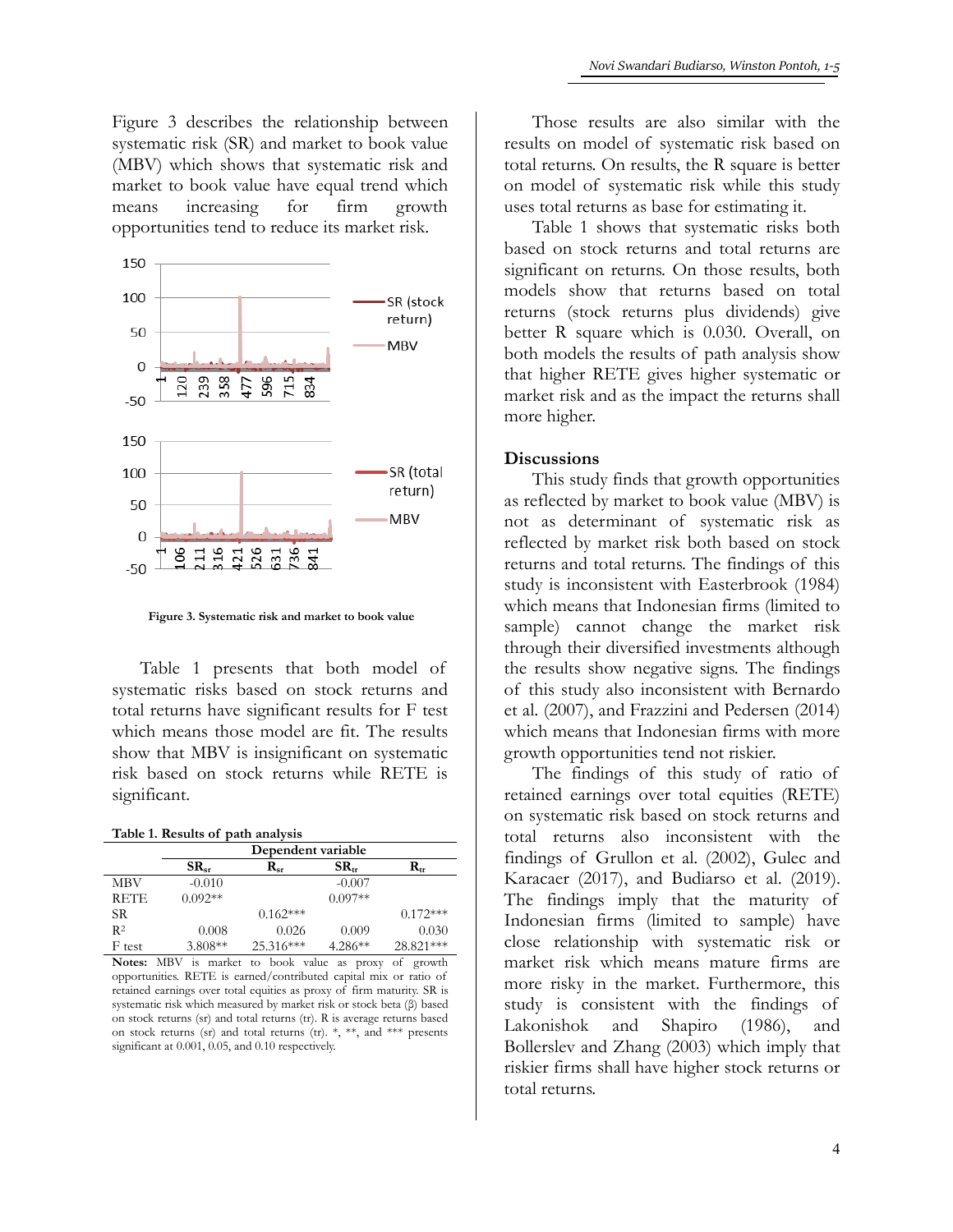Figure 3 describes the relationship between systematic risk (SR) and market to book value (MBV) which shows that systematic risk and market to book value have equal trend which means increasing for firm growth opportunities tend to reduce its market risk.

150
100
50
0
-50
1
120
239
358
477
596
715
834
SR (stock return)
MBV

150
100
50
0
-50
1
106
211
316
421
526
631
736
841
SR (total return)
MBV

**Figure 3. Systematic risk and market to book value**

Table 1 presents that both model of systematic risks based on stock returns and total returns have significant results for F test which means those model are fit. The results show that MBV is insignificant on systematic risk based on stock returns while RETE is significant.

**Table 1. Results of path analysis**

| | Dependent variable | | | |
|---|---|---|---|---|
| | $SR_{sr}$ | $R_{sr}$ | $SR_{tr}$ | $R_{tr}$ |
| MBV | -0.010 | | -0.007 | |
| RETE | 0.092** | | 0.097** | |
| SR | | 0.162*** | | 0.172*** |
| $R^2$ | 0.008 | 0.026 | 0.009 | 0.030 |
| F test | 3.808** | 25.316*** | 4.286** | 28.821*** |

**Notes:** MBV is market to book value as proxy of growth opportunities. RETE is earned/contributed capital mix or ratio of retained earnings over total equities as proxy of firm maturity. SR is systematic risk which measured by market risk or stock beta (β) based on stock returns (sr) and total returns (tr). R is average returns based on stock returns (sr) and total returns (tr). *, **, and *** presents significant at 0.001, 0.05, and 0.10 respectively.

Those results are also similar with the results on model of systematic risk based on total returns. On results, the R square is better on model of systematic risk while this study uses total returns as base for estimating it.

Table 1 shows that systematic risks both based on stock returns and total returns are significant on returns. On those results, both models show that returns based on total returns (stock returns plus dividends) give better R square which is 0.030. Overall, on both models the results of path analysis show that higher RETE gives higher systematic or market risk and as the impact the returns shall more higher.

## Discussions

This study finds that growth opportunities as reflected by market to book value (MBV) is not as determinant of systematic risk as reflected by market risk both based on stock returns and total returns. The findings of this study is inconsistent with Easterbrook (1984) which means that Indonesian firms (limited to sample) cannot change the market risk through their diversified investments although the results show negative signs. The findings of this study also inconsistent with Bernardo et al. (2007), and Frazzini and Pedersen (2014) which means that Indonesian firms with more growth opportunities tend not riskier.

The findings of this study of ratio of retained earnings over total equities (RETE) on systematic risk based on stock returns and total returns also inconsistent with the findings of Grullon et al. (2002), Gulec and Karacaer (2017), and Budiarso et al. (2019). The findings imply that the maturity of Indonesian firms (limited to sample) have close relationship with systematic risk or market risk which means mature firms are more risky in the market. Furthermore, this study is consistent with the findings of Lakonishok and Shapiro (1986), and Bollerslev and Zhang (2003) which imply that riskier firms shall have higher stock returns or total returns.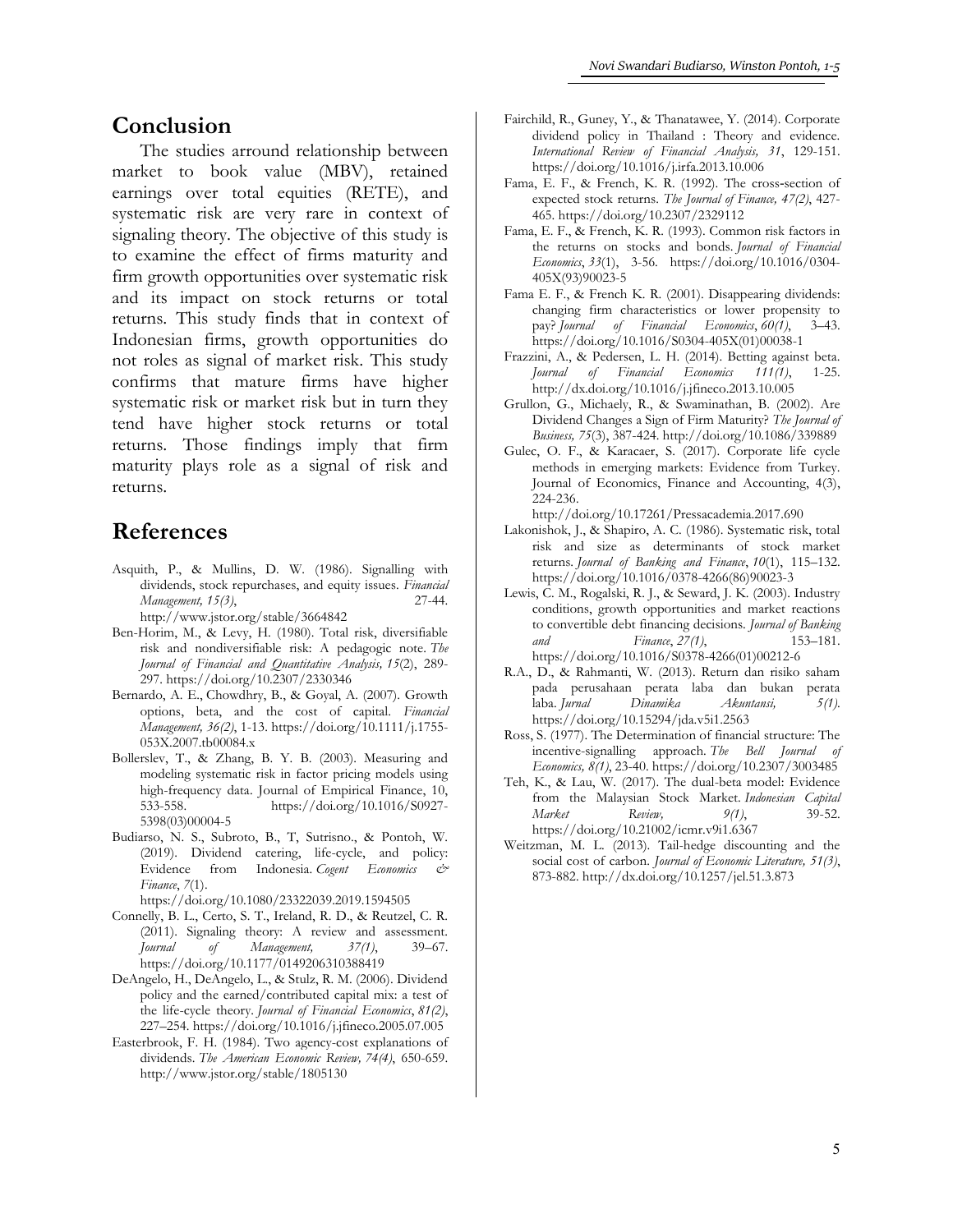## Conclusion

The studies arround relationship between market to book value (MBV), retained earnings over total equities (RETE), and systematic risk are very rare in context of signaling theory. The objective of this study is to examine the effect of firms maturity and firm growth opportunities over systematic risk and its impact on stock returns or total returns. This study finds that in context of Indonesian firms, growth opportunities do not roles as signal of market risk. This study confirms that mature firms have higher systematic risk or market risk but in turn they tend have higher stock returns or total returns. Those findings imply that firm maturity plays role as a signal of risk and returns.

## References

Asquith, P., & Mullins, D. W. (1986). Signalling with dividends, stock repurchases, and equity issues. *Financial Management, 15(3)*, 27-44. http://www.jstor.org/stable/3664842

Ben-Horim, M., & Levy, H. (1980). Total risk, diversifiable risk and nondiversifiable risk: A pedagogic note. *The Journal of Financial and Quantitative Analysis, 15*(2), 289-297. https://doi.org/10.2307/2330346

Bernardo, A. E., Chowdhry, B., & Goyal, A. (2007). Growth options, beta, and the cost of capital. *Financial Management, 36(2)*, 1-13. https://doi.org/10.1111/j.1755-053X.2007.tb00084.x

Bollerslev, T., & Zhang, B. Y. B. (2003). Measuring and modeling systematic risk in factor pricing models using high-frequency data. Journal of Empirical Finance, 10, 533-558. https://doi.org/10.1016/S0927-5398(03)00004-5

Budiarso, N. S., Subroto, B., T, Sutrisno., & Pontoh, W. (2019). Dividend catering, life-cycle, and policy: Evidence from Indonesia. *Cogent Economics & Finance*, *7*(1). https://doi.org/10.1080/23322039.2019.1594505

Connelly, B. L., Certo, S. T., Ireland, R. D., & Reutzel, C. R. (2011). Signaling theory: A review and assessment. *Journal of Management, 37(1)*, 39–67. https://doi.org/10.1177/0149206310388419

DeAngelo, H., DeAngelo, L., & Stulz, R. M. (2006). Dividend policy and the earned/contributed capital mix: a test of the life-cycle theory. *Journal of Financial Economics*, *81(2)*, 227–254. https://doi.org/10.1016/j.jfineco.2005.07.005

Easterbrook, F. H. (1984). Two agency-cost explanations of dividends. *The American Economic Review, 74(4)*, 650-659. http://www.jstor.org/stable/1805130

Fairchild, R., Guney, Y., & Thanatawee, Y. (2014). Corporate dividend policy in Thailand : Theory and evidence. *International Review of Financial Analysis, 31*, 129-151. https://doi.org/10.1016/j.irfa.2013.10.006

Fama, E. F., & French, K. R. (1992). The cross-section of expected stock returns. *The Journal of Finance, 47(2)*, 427-465. https://doi.org/10.2307/2329112

Fama, E. F., & French, K. R. (1993). Common risk factors in the returns on stocks and bonds. *Journal of Financial Economics*, *33*(1), 3-56. https://doi.org/10.1016/0304-405X(93)90023-5

Fama E. F., & French K. R. (2001). Disappearing dividends: changing firm characteristics or lower propensity to pay? *Journal of Financial Economics*, *60(1)*, 3–43. https://doi.org/10.1016/S0304-405X(01)00038-1

Frazzini, A., & Pedersen, L. H. (2014). Betting against beta. *Journal of Financial Economics 111(1)*, 1-25. http://dx.doi.org/10.1016/j.jfineco.2013.10.005

Grullon, G., Michaely, R., & Swaminathan, B. (2002). Are Dividend Changes a Sign of Firm Maturity? *The Journal of Business, 75*(3), 387-424. http://doi.org/10.1086/339889

Gulec, O. F., & Karacaer, S. (2017). Corporate life cycle methods in emerging markets: Evidence from Turkey. Journal of Economics, Finance and Accounting, 4(3), 224-236. http://doi.org/10.17261/Pressacademia.2017.690

Lakonishok, J., & Shapiro, A. C. (1986). Systematic risk, total risk and size as determinants of stock market returns. *Journal of Banking and Finance*, *10*(1), 115–132. https://doi.org/10.1016/0378-4266(86)90023-3

Lewis, C. M., Rogalski, R. J., & Seward, J. K. (2003). Industry conditions, growth opportunities and market reactions to convertible debt financing decisions. *Journal of Banking and Finance*, *27(1)*, 153–181. https://doi.org/10.1016/S0378-4266(01)00212-6

R.A., D., & Rahmanti, W. (2013). Return dan risiko saham pada perusahaan perata laba dan bukan perata laba. *Jurnal Dinamika Akuntansi, 5(1).* https://doi.org/10.15294/jda.v5i1.2563

Ross, S. (1977). The Determination of financial structure: The incentive-signalling approach. *The Bell Journal of Economics, 8(1)*, 23-40. https://doi.org/10.2307/3003485

Teh, K., & Lau, W. (2017). The dual-beta model: Evidence from the Malaysian Stock Market. *Indonesian Capital Market Review, 9(1)*, 39-52. https://doi.org/10.21002/icmr.v9i1.6367

Weitzman, M. L. (2013). Tail-hedge discounting and the social cost of carbon. *Journal of Economic Literature, 51(3)*, 873-882. http://dx.doi.org/10.1257/jel.51.3.873